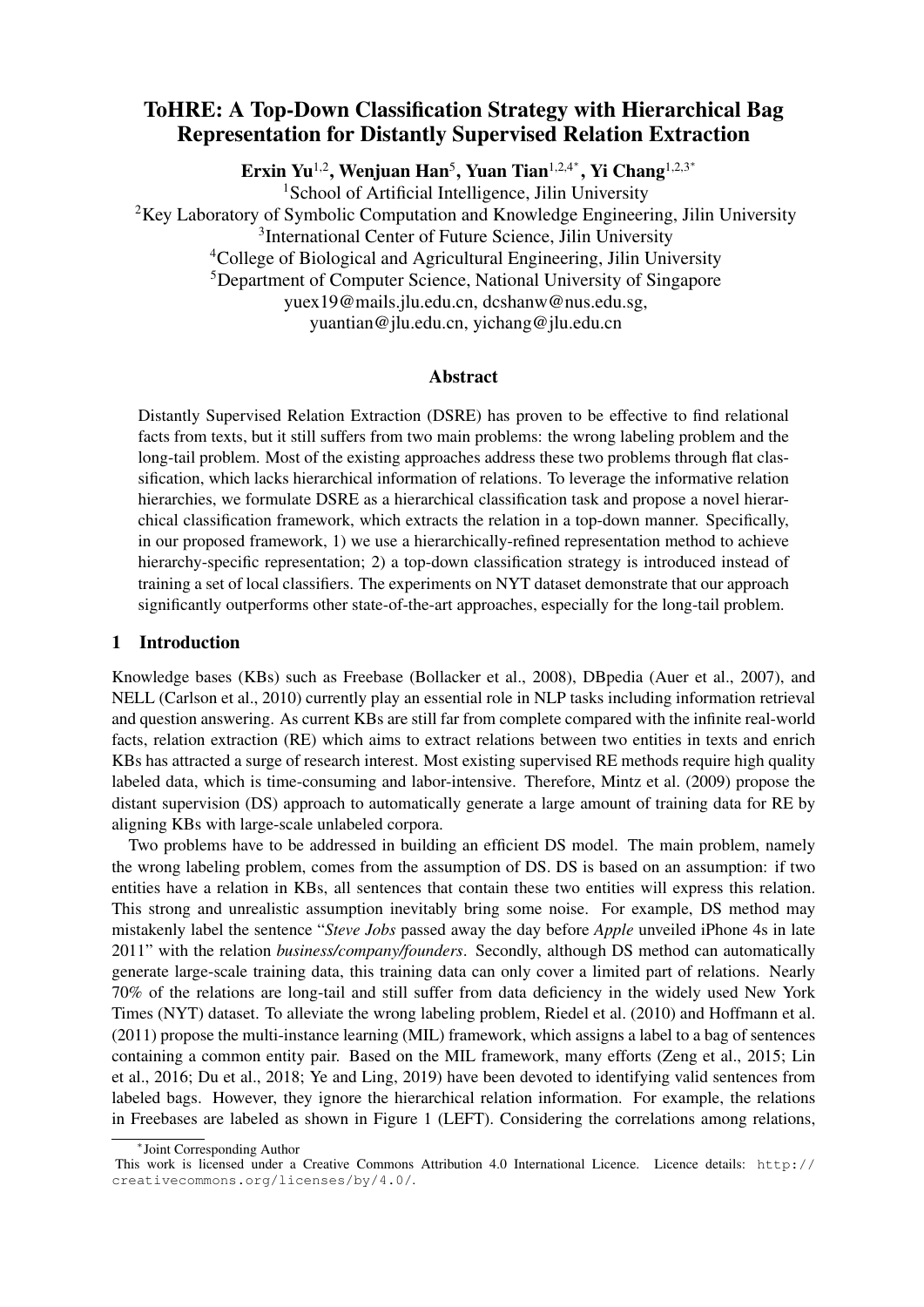# ToHRE: A Top-Down Classification Strategy with Hierarchical Bag Representation for Distantly Supervised Relation Extraction

**Erxin Yu**[1,2], **Wenjuan Han**[5], **Yuan Tian**[1,2,4*], **Yi Chang**[1,2,3*]

[1]School of Artificial Intelligence, Jilin University
[2]Key Laboratory of Symbolic Computation and Knowledge Engineering, Jilin University
[3]International Center of Future Science, Jilin University
[4]College of Biological and Agricultural Engineering, Jilin University
[5]Department of Computer Science, National University of Singapore
yuex19@mails.jlu.edu.cn, dcshanw@nus.edu.sg,
yuantian@jlu.edu.cn, yichang@jlu.edu.cn

## Abstract

Distantly Supervised Relation Extraction (DSRE) has proven to be effective to find relational facts from texts, but it still suffers from two main problems: the wrong labeling problem and the long-tail problem. Most of the existing approaches address these two problems through flat classification, which lacks hierarchical information of relations. To leverage the informative relation hierarchies, we formulate DSRE as a hierarchical classification task and propose a novel hierarchical classification framework, which extracts the relation in a top-down manner. Specifically, in our proposed framework, 1) we use a hierarchically-refined representation method to achieve hierarchy-specific representation; 2) a top-down classification strategy is introduced instead of training a set of local classifiers. The experiments on NYT dataset demonstrate that our approach significantly outperforms other state-of-the-art approaches, especially for the long-tail problem.

## 1 Introduction

Knowledge bases (KBs) such as Freebase (Bollacker et al., 2008), DBpedia (Auer et al., 2007), and NELL (Carlson et al., 2010) currently play an essential role in NLP tasks including information retrieval and question answering. As current KBs are still far from complete compared with the infinite real-world facts, relation extraction (RE) which aims to extract relations between two entities in texts and enrich KBs has attracted a surge of research interest. Most existing supervised RE methods require high quality labeled data, which is time-consuming and labor-intensive. Therefore, Mintz et al. (2009) propose the distant supervision (DS) approach to automatically generate a large amount of training data for RE by aligning KBs with large-scale unlabeled corpora.

Two problems have to be addressed in building an efficient DS model. The main problem, namely the wrong labeling problem, comes from the assumption of DS. DS is based on an assumption: if two entities have a relation in KBs, all sentences that contain these two entities will express this relation. This strong and unrealistic assumption inevitably bring some noise. For example, DS method may mistakenly label the sentence "*Steve Jobs* passed away the day before *Apple* unveiled iPhone 4s in late 2011" with the relation *business/company/founders*. Secondly, although DS method can automatically generate large-scale training data, this training data can only cover a limited part of relations. Nearly 70% of the relations are long-tail and still suffer from data deficiency in the widely used New York Times (NYT) dataset. To alleviate the wrong labeling problem, Riedel et al. (2010) and Hoffmann et al. (2011) propose the multi-instance learning (MIL) framework, which assigns a label to a bag of sentences containing a common entity pair. Based on the MIL framework, many efforts (Zeng et al., 2015; Lin et al., 2016; Du et al., 2018; Ye and Ling, 2019) have been devoted to identifying valid sentences from labeled bags. However, they ignore the hierarchical relation information. For example, the relations in Freebases are labeled as shown in Figure 1 (LEFT). Considering the correlations among relations,

*Joint Corresponding Author

This work is licensed under a Creative Commons Attribution 4.0 International Licence. Licence details: http://creativecommons.org/licenses/by/4.0/.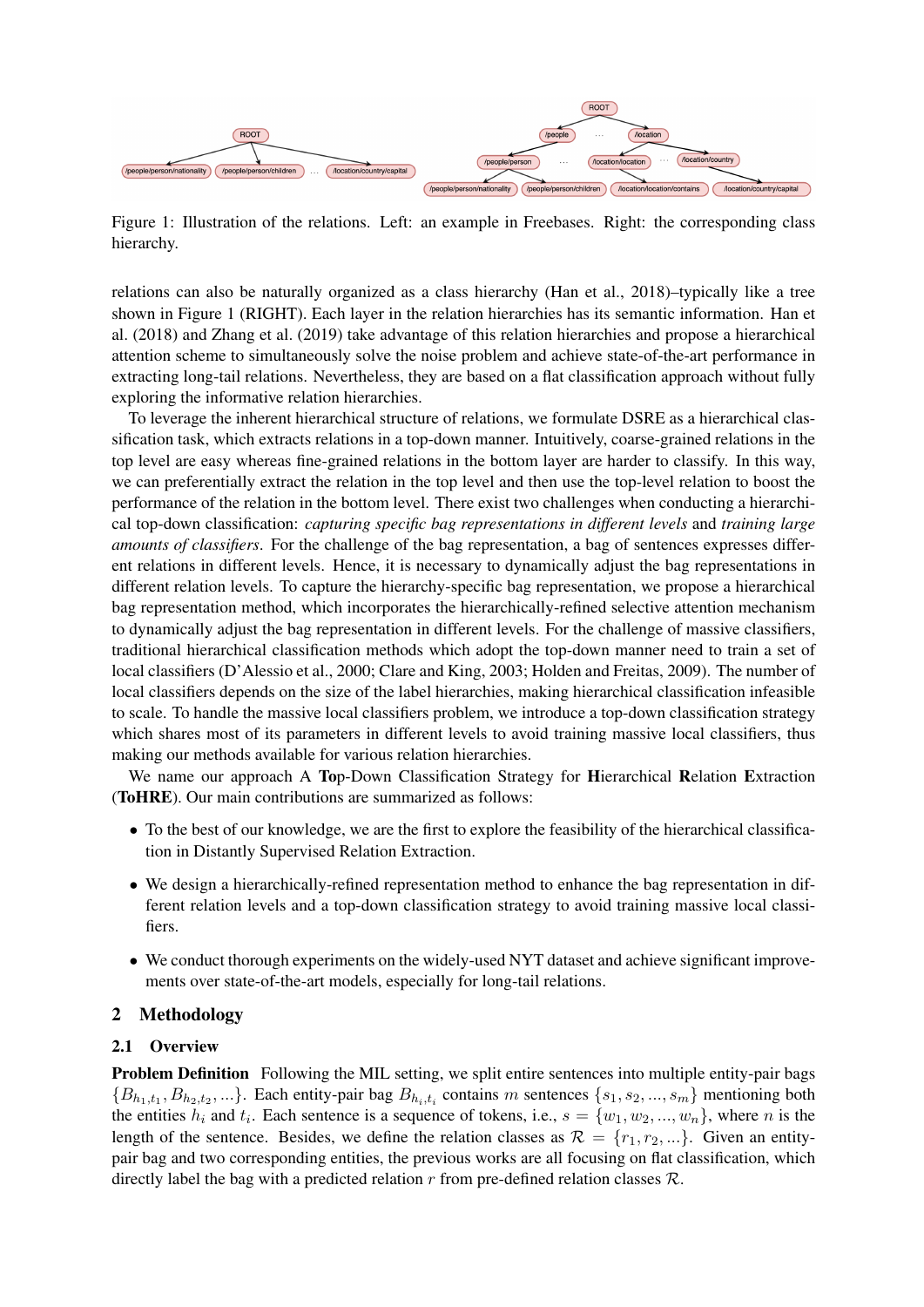Figure 1: Illustration of the relations. Left: an example in Freebases. Right: the corresponding class hierarchy.

relations can also be naturally organized as a class hierarchy (Han et al., 2018)–typically like a tree shown in Figure 1 (RIGHT). Each layer in the relation hierarchies has its semantic information. Han et al. (2018) and Zhang et al. (2019) take advantage of this relation hierarchies and propose a hierarchical attention scheme to simultaneously solve the noise problem and achieve state-of-the-art performance in extracting long-tail relations. Nevertheless, they are based on a flat classification approach without fully exploring the informative relation hierarchies.

To leverage the inherent hierarchical structure of relations, we formulate DSRE as a hierarchical classification task, which extracts relations in a top-down manner. Intuitively, coarse-grained relations in the top level are easy whereas fine-grained relations in the bottom layer are harder to classify. In this way, we can preferentially extract the relation in the top level and then use the top-level relation to boost the performance of the relation in the bottom level. There exist two challenges when conducting a hierarchical top-down classification: *capturing specific bag representations in different levels* and *training large amounts of classifiers*. For the challenge of the bag representation, a bag of sentences expresses different relations in different levels. Hence, it is necessary to dynamically adjust the bag representations in different relation levels. To capture the hierarchy-specific bag representation, we propose a hierarchical bag representation method, which incorporates the hierarchically-refined selective attention mechanism to dynamically adjust the bag representation in different levels. For the challenge of massive classifiers, traditional hierarchical classification methods which adopt the top-down manner need to train a set of local classifiers (D'Alessio et al., 2000; Clare and King, 2003; Holden and Freitas, 2009). The number of local classifiers depends on the size of the label hierarchies, making hierarchical classification infeasible to scale. To handle the massive local classifiers problem, we introduce a top-down classification strategy which shares most of its parameters in different levels to avoid training massive local classifiers, thus making our methods available for various relation hierarchies.

We name our approach A **To**p-Down Classification Strategy for **H**ierarchical **R**elation **E**xtraction (**ToHRE**). Our main contributions are summarized as follows:

- To the best of our knowledge, we are the first to explore the feasibility of the hierarchical classification in Distantly Supervised Relation Extraction.
- We design a hierarchically-refined representation method to enhance the bag representation in different relation levels and a top-down classification strategy to avoid training massive local classifiers.
- We conduct thorough experiments on the widely-used NYT dataset and achieve significant improvements over state-of-the-art models, especially for long-tail relations.

## 2 Methodology

### 2.1 Overview

**Problem Definition** Following the MIL setting, we split entire sentences into multiple entity-pair bags $\{B_{h_1,t_1}, B_{h_2,t_2}, ...\}$. Each entity-pair bag $B_{h_i,t_i}$ contains $m$ sentences $\{s_1, s_2, ..., s_m\}$ mentioning both the entities $h_i$ and $t_i$. Each sentence is a sequence of tokens, i.e., $s = \{w_1, w_2, ..., w_n\}$, where $n$ is the length of the sentence. Besides, we define the relation classes as $\mathcal{R} = \{r_1, r_2, ...\}$. Given an entity-pair bag and two corresponding entities, the previous works are all focusing on flat classification, which directly label the bag with a predicted relation $r$ from pre-defined relation classes $\mathcal{R}$.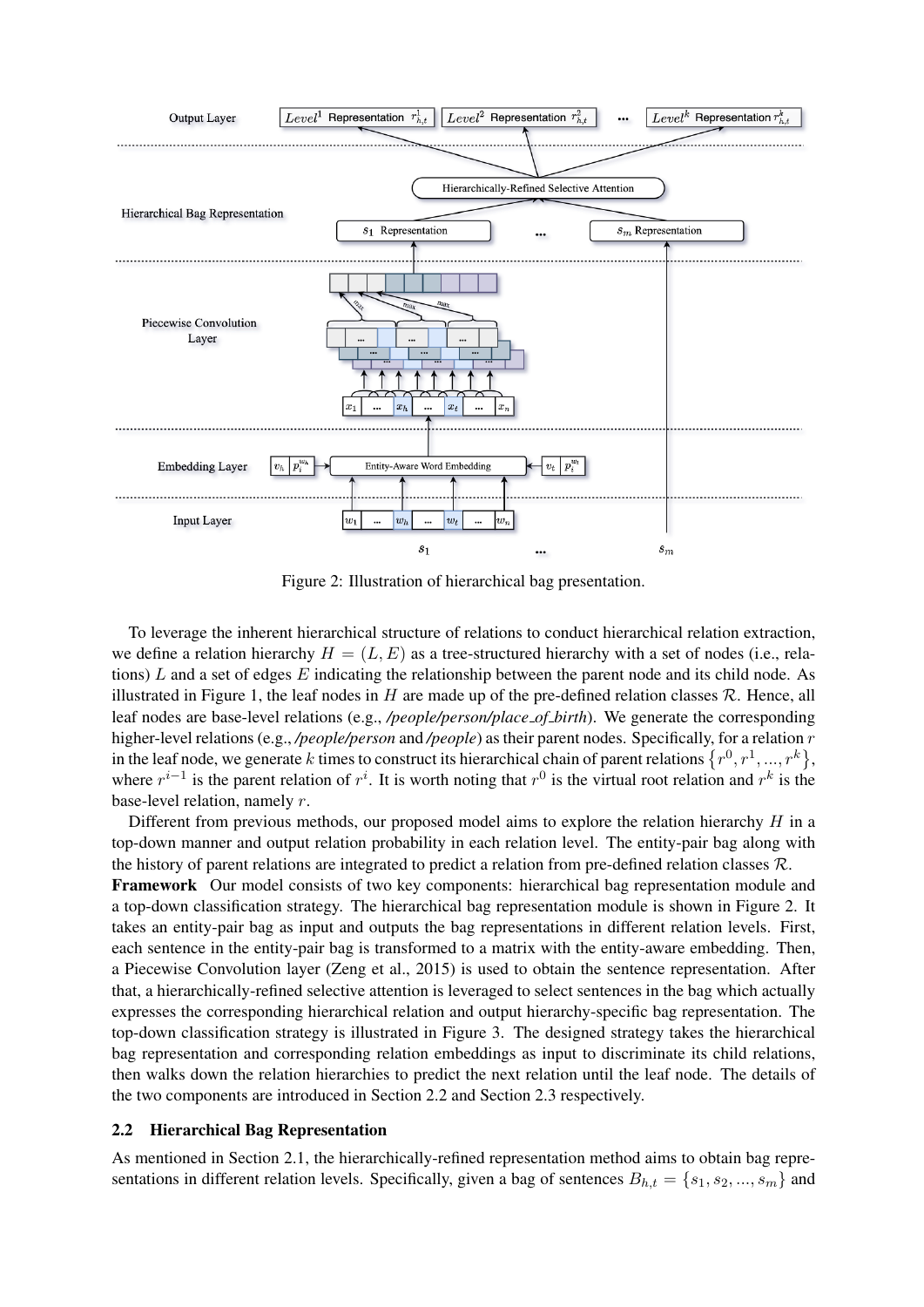Figure 2: Illustration of hierarchical bag presentation.

To leverage the inherent hierarchical structure of relations to conduct hierarchical relation extraction, we define a relation hierarchy $H = (L, E)$ as a tree-structured hierarchy with a set of nodes (i.e., relations) $L$ and a set of edges $E$ indicating the relationship between the parent node and its child node. As illustrated in Figure 1, the leaf nodes in $H$ are made up of the pre-defined relation classes $\mathcal{R}$. Hence, all leaf nodes are base-level relations (e.g., */people/person/place_of_birth*). We generate the corresponding higher-level relations (e.g., */people/person* and */people*) as their parent nodes. Specifically, for a relation $r$ in the leaf node, we generate $k$ times to construct its hierarchical chain of parent relations $\{r^0, r^1, ..., r^k\}$, where $r^{i-1}$ is the parent relation of $r^i$. It is worth noting that $r^0$ is the virtual root relation and $r^k$ is the base-level relation, namely $r$.

Different from previous methods, our proposed model aims to explore the relation hierarchy $H$ in a top-down manner and output relation probability in each relation level. The entity-pair bag along with the history of parent relations are integrated to predict a relation from pre-defined relation classes $\mathcal{R}$.

**Framework** Our model consists of two key components: hierarchical bag representation module and a top-down classification strategy. The hierarchical bag representation module is shown in Figure 2. It takes an entity-pair bag as input and outputs the bag representations in different relation levels. First, each sentence in the entity-pair bag is transformed to a matrix with the entity-aware embedding. Then, a Piecewise Convolution layer (Zeng et al., 2015) is used to obtain the sentence representation. After that, a hierarchically-refined selective attention is leveraged to select sentences in the bag which actually expresses the corresponding hierarchical relation and output hierarchy-specific bag representation. The top-down classification strategy is illustrated in Figure 3. The designed strategy takes the hierarchical bag representation and corresponding relation embeddings as input to discriminate its child relations, then walks down the relation hierarchies to predict the next relation until the leaf node. The details of the two components are introduced in Section 2.2 and Section 2.3 respectively.

## 2.2 Hierarchical Bag Representation

As mentioned in Section 2.1, the hierarchically-refined representation method aims to obtain bag representations in different relation levels. Specifically, given a bag of sentences $B_{h,t} = \{s_1, s_2, ..., s_m\}$ and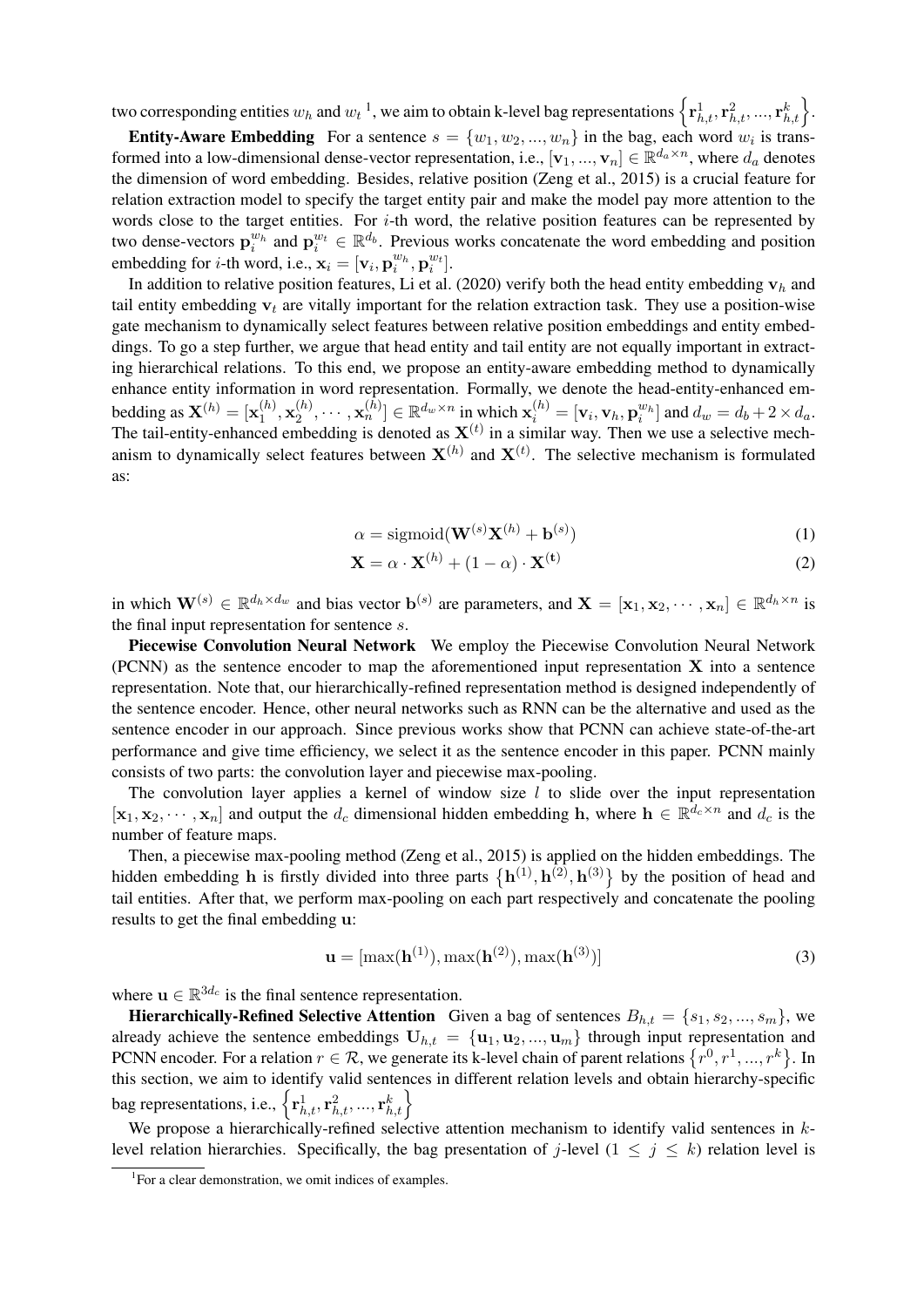two corresponding entities $w_h$ and $w_t$ [1], we aim to obtain k-level bag representations $\left\{\mathbf{r}_{h,t}^1, \mathbf{r}_{h,t}^2, ..., \mathbf{r}_{h,t}^k\right\}$.

**Entity-Aware Embedding** For a sentence $s = \{w_1, w_2, ..., w_n\}$ in the bag, each word $w_i$ is transformed into a low-dimensional dense-vector representation, i.e., $[\mathbf{v}_1, ..., \mathbf{v}_n] \in \mathbb{R}^{d_a \times n}$, where $d_a$ denotes the dimension of word embedding. Besides, relative position (Zeng et al., 2015) is a crucial feature for relation extraction model to specify the target entity pair and make the model pay more attention to the words close to the target entities. For $i$-th word, the relative position features can be represented by two dense-vectors $\mathbf{p}_i^{w_h}$ and $\mathbf{p}_i^{w_t} \in \mathbb{R}^{d_b}$. Previous works concatenate the word embedding and position embedding for $i$-th word, i.e., $\mathbf{x}_i = [\mathbf{v}_i, \mathbf{p}_i^{w_h}, \mathbf{p}_i^{w_t}]$.

In addition to relative position features, Li et al. (2020) verify both the head entity embedding $\mathbf{v}_h$ and tail entity embedding $\mathbf{v}_t$ are vitally important for the relation extraction task. They use a position-wise gate mechanism to dynamically select features between relative position embeddings and entity embeddings. To go a step further, we argue that head entity and tail entity are not equally important in extracting hierarchical relations. To this end, we propose an entity-aware embedding method to dynamically enhance entity information in word representation. Formally, we denote the head-entity-enhanced embedding as $\mathbf{X}^{(h)} = [\mathbf{x}_1^{(h)}, \mathbf{x}_2^{(h)}, \cdots, \mathbf{x}_n^{(h)}] \in \mathbb{R}^{d_w \times n}$ in which $\mathbf{x}_i^{(h)} = [\mathbf{v}_i, \mathbf{v}_h, \mathbf{p}_i^{w_h}]$ and $d_w = d_b + 2 \times d_a$. The tail-entity-enhanced embedding is denoted as $\mathbf{X}^{(t)}$ in a similar way. Then we use a selective mechanism to dynamically select features between $\mathbf{X}^{(h)}$ and $\mathbf{X}^{(t)}$. The selective mechanism is formulated as:

$$\alpha = \mathrm{sigmoid}(\mathbf{W}^{(s)}\mathbf{X}^{(h)} + \mathbf{b}^{(s)}) \tag{1}$$

$$\mathbf{X} = \alpha \cdot \mathbf{X}^{(h)} + (1 - \alpha) \cdot \mathbf{X}^{(\mathbf{t})} \tag{2}$$

in which $\mathbf{W}^{(s)} \in \mathbb{R}^{d_h \times d_w}$ and bias vector $\mathbf{b}^{(s)}$ are parameters, and $\mathbf{X} = [\mathbf{x}_1, \mathbf{x}_2, \cdots, \mathbf{x}_n] \in \mathbb{R}^{d_h \times n}$ is the final input representation for sentence $s$.

**Piecewise Convolution Neural Network** We employ the Piecewise Convolution Neural Network (PCNN) as the sentence encoder to map the aforementioned input representation $\mathbf{X}$ into a sentence representation. Note that, our hierarchically-refined representation method is designed independently of the sentence encoder. Hence, other neural networks such as RNN can be the alternative and used as the sentence encoder in our approach. Since previous works show that PCNN can achieve state-of-the-art performance and give time efficiency, we select it as the sentence encoder in this paper. PCNN mainly consists of two parts: the convolution layer and piecewise max-pooling.

The convolution layer applies a kernel of window size $l$ to slide over the input representation $[\mathbf{x}_1, \mathbf{x}_2, \cdots, \mathbf{x}_n]$ and output the $d_c$ dimensional hidden embedding $\mathbf{h}$, where $\mathbf{h} \in \mathbb{R}^{d_c \times n}$ and $d_c$ is the number of feature maps.

Then, a piecewise max-pooling method (Zeng et al., 2015) is applied on the hidden embeddings. The hidden embedding $\mathbf{h}$ is firstly divided into three parts $\left\{\mathbf{h}^{(1)}, \mathbf{h}^{(2)}, \mathbf{h}^{(3)}\right\}$ by the position of head and tail entities. After that, we perform max-pooling on each part respectively and concatenate the pooling results to get the final embedding $\mathbf{u}$:

$$\mathbf{u} = [\max(\mathbf{h}^{(1)}), \max(\mathbf{h}^{(2)}), \max(\mathbf{h}^{(3)})] \tag{3}$$

where $\mathbf{u} \in \mathbb{R}^{3d_c}$ is the final sentence representation.

**Hierarchically-Refined Selective Attention** Given a bag of sentences $B_{h,t} = \{s_1, s_2, ..., s_m\}$, we already achieve the sentence embeddings $\mathbf{U}_{h,t} = \{\mathbf{u}_1, \mathbf{u}_2, ..., \mathbf{u}_m\}$ through input representation and PCNN encoder. For a relation $r \in \mathcal{R}$, we generate its k-level chain of parent relations $\left\{r^0, r^1, ..., r^k\right\}$. In this section, we aim to identify valid sentences in different relation levels and obtain hierarchy-specific bag representations, i.e., $\left\{\mathbf{r}_{h,t}^1, \mathbf{r}_{h,t}^2, ..., \mathbf{r}_{h,t}^k\right\}$

We propose a hierarchically-refined selective attention mechanism to identify valid sentences in $k$-level relation hierarchies. Specifically, the bag presentation of $j$-level ($1 \leq j \leq k$) relation level is

[1] For a clear demonstration, we omit indices of examples.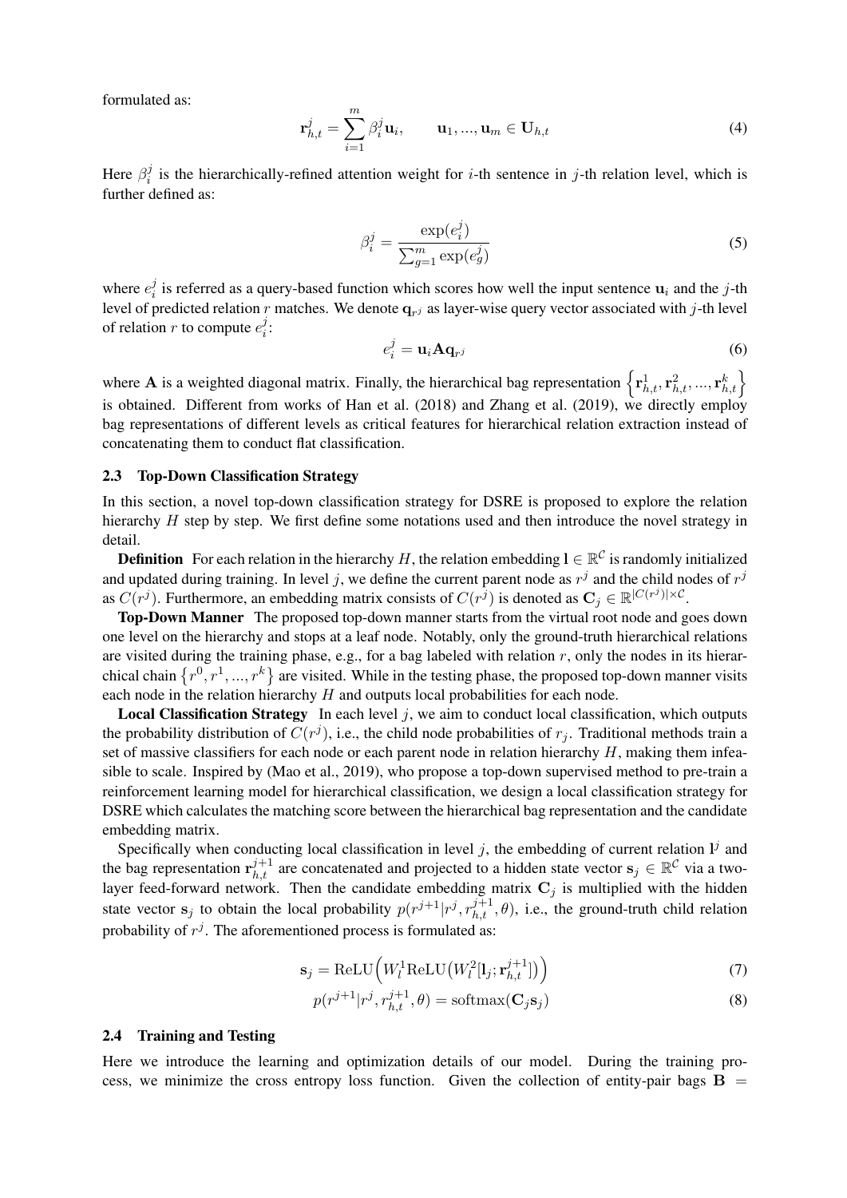formulated as:

$$\mathbf{r}_{h,t}^{j} = \sum_{i=1}^{m} \beta_i^j \mathbf{u}_i, \qquad \mathbf{u}_1, ..., \mathbf{u}_m \in \mathbf{U}_{h,t} \tag{4}$$

Here $\beta_i^j$ is the hierarchically-refined attention weight for $i$-th sentence in $j$-th relation level, which is further defined as:

$$\beta_i^j = \frac{\exp(e_i^j)}{\sum_{g=1}^{m} \exp(e_g^j)} \tag{5}$$

where $e_i^j$ is referred as a query-based function which scores how well the input sentence $\mathbf{u}_i$ and the $j$-th level of predicted relation $r$ matches. We denote $\mathbf{q}_{r^j}$ as layer-wise query vector associated with $j$-th level of relation $r$ to compute $e_i^j$:

$$e_i^j = \mathbf{u}_i \mathbf{A} \mathbf{q}_{r^j} \tag{6}$$

where $\mathbf{A}$ is a weighted diagonal matrix. Finally, the hierarchical bag representation $\left\{\mathbf{r}_{h,t}^1, \mathbf{r}_{h,t}^2, ..., \mathbf{r}_{h,t}^k\right\}$ is obtained. Different from works of Han et al. (2018) and Zhang et al. (2019), we directly employ bag representations of different levels as critical features for hierarchical relation extraction instead of concatenating them to conduct flat classification.

### 2.3 Top-Down Classification Strategy

In this section, a novel top-down classification strategy for DSRE is proposed to explore the relation hierarchy $H$ step by step. We first define some notations used and then introduce the novel strategy in detail.

**Definition** For each relation in the hierarchy $H$, the relation embedding $\mathbf{l} \in \mathbb{R}^{\mathcal{C}}$ is randomly initialized and updated during training. In level $j$, we define the current parent node as $r^j$ and the child nodes of $r^j$ as $C(r^j)$. Furthermore, an embedding matrix consists of $C(r^j)$ is denoted as $\mathbf{C}_j \in \mathbb{R}^{|C(r^j)| \times \mathcal{C}}$.

**Top-Down Manner** The proposed top-down manner starts from the virtual root node and goes down one level on the hierarchy and stops at a leaf node. Notably, only the ground-truth hierarchical relations are visited during the training phase, e.g., for a bag labeled with relation $r$, only the nodes in its hierarchical chain $\left\{r^0, r^1, ..., r^k\right\}$ are visited. While in the testing phase, the proposed top-down manner visits each node in the relation hierarchy $H$ and outputs local probabilities for each node.

**Local Classification Strategy** In each level $j$, we aim to conduct local classification, which outputs the probability distribution of $C(r^j)$, i.e., the child node probabilities of $r_j$. Traditional methods train a set of massive classifiers for each node or each parent node in relation hierarchy $H$, making them infeasible to scale. Inspired by (Mao et al., 2019), who propose a top-down supervised method to pre-train a reinforcement learning model for hierarchical classification, we design a local classification strategy for DSRE which calculates the matching score between the hierarchical bag representation and the candidate embedding matrix.

Specifically when conducting local classification in level $j$, the embedding of current relation $\mathbf{l}^j$ and the bag representation $\mathbf{r}_{h,t}^{j+1}$ are concatenated and projected to a hidden state vector $\mathbf{s}_j \in \mathbb{R}^{\mathcal{C}}$ via a two-layer feed-forward network. Then the candidate embedding matrix $\mathbf{C}_j$ is multiplied with the hidden state vector $\mathbf{s}_j$ to obtain the local probability $p(r^{j+1}|r^j, r_{h,t}^{j+1}, \theta)$, i.e., the ground-truth child relation probability of $r^j$. The aforementioned process is formulated as:

$$\mathbf{s}_j = \mathrm{ReLU}\Big(W_l^1 \mathrm{ReLU}\big(W_l^2[\mathbf{l}_j; \mathbf{r}_{h,t}^{j+1}]\big)\Big) \tag{7}$$

$$p(r^{j+1}|r^j, r_{h,t}^{j+1}, \theta) = \mathrm{softmax}(\mathbf{C}_j \mathbf{s}_j) \tag{8}$$

### 2.4 Training and Testing

Here we introduce the learning and optimization details of our model. During the training process, we minimize the cross entropy loss function. Given the collection of entity-pair bags $\mathbf{B}$ =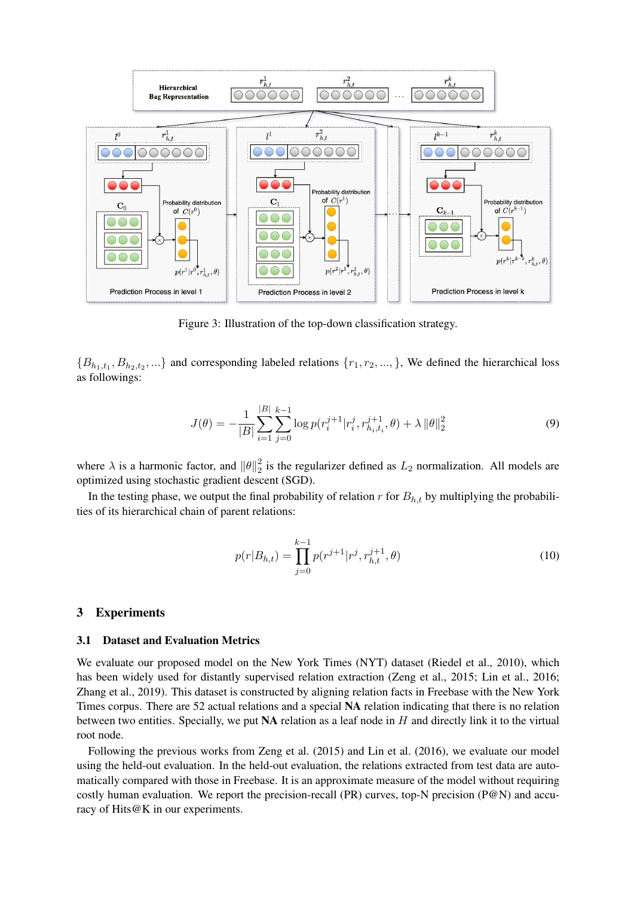Figure 3: Illustration of the top-down classification strategy.

$\{B_{h_1,t_1}, B_{h_2,t_2}, ...\}$ and corresponding labeled relations $\{r_1, r_2, ..., \}$, We defined the hierarchical loss as followings:

$$J(\theta) = -\frac{1}{|B|}\sum_{i=1}^{|B|}\sum_{j=0}^{k-1}\log p(r_i^{j+1}|r_i^j, r_{h_i,t_i}^{j+1}, \theta) + \lambda \|\theta\|_2^2 \tag{9}$$

where $\lambda$ is a harmonic factor, and $\|\theta\|_2^2$ is the regularizer defined as $L_2$ normalization. All models are optimized using stochastic gradient descent (SGD).

In the testing phase, we output the final probability of relation $r$ for $B_{h,t}$ by multiplying the probabilities of its hierarchical chain of parent relations:

$$p(r|B_{h,t}) = \prod_{j=0}^{k-1} p(r^{j+1}|r^j, r_{h,t}^{j+1}, \theta) \tag{10}$$

## 3 Experiments

### 3.1 Dataset and Evaluation Metrics

We evaluate our proposed model on the New York Times (NYT) dataset (Riedel et al., 2010), which has been widely used for distantly supervised relation extraction (Zeng et al., 2015; Lin et al., 2016; Zhang et al., 2019). This dataset is constructed by aligning relation facts in Freebase with the New York Times corpus. There are 52 actual relations and a special **NA** relation indicating that there is no relation between two entities. Specially, we put **NA** relation as a leaf node in $H$ and directly link it to the virtual root node.

Following the previous works from Zeng et al. (2015) and Lin et al. (2016), we evaluate our model using the held-out evaluation. In the held-out evaluation, the relations extracted from test data are automatically compared with those in Freebase. It is an approximate measure of the model without requiring costly human evaluation. We report the precision-recall (PR) curves, top-N precision (P@N) and accuracy of Hits@K in our experiments.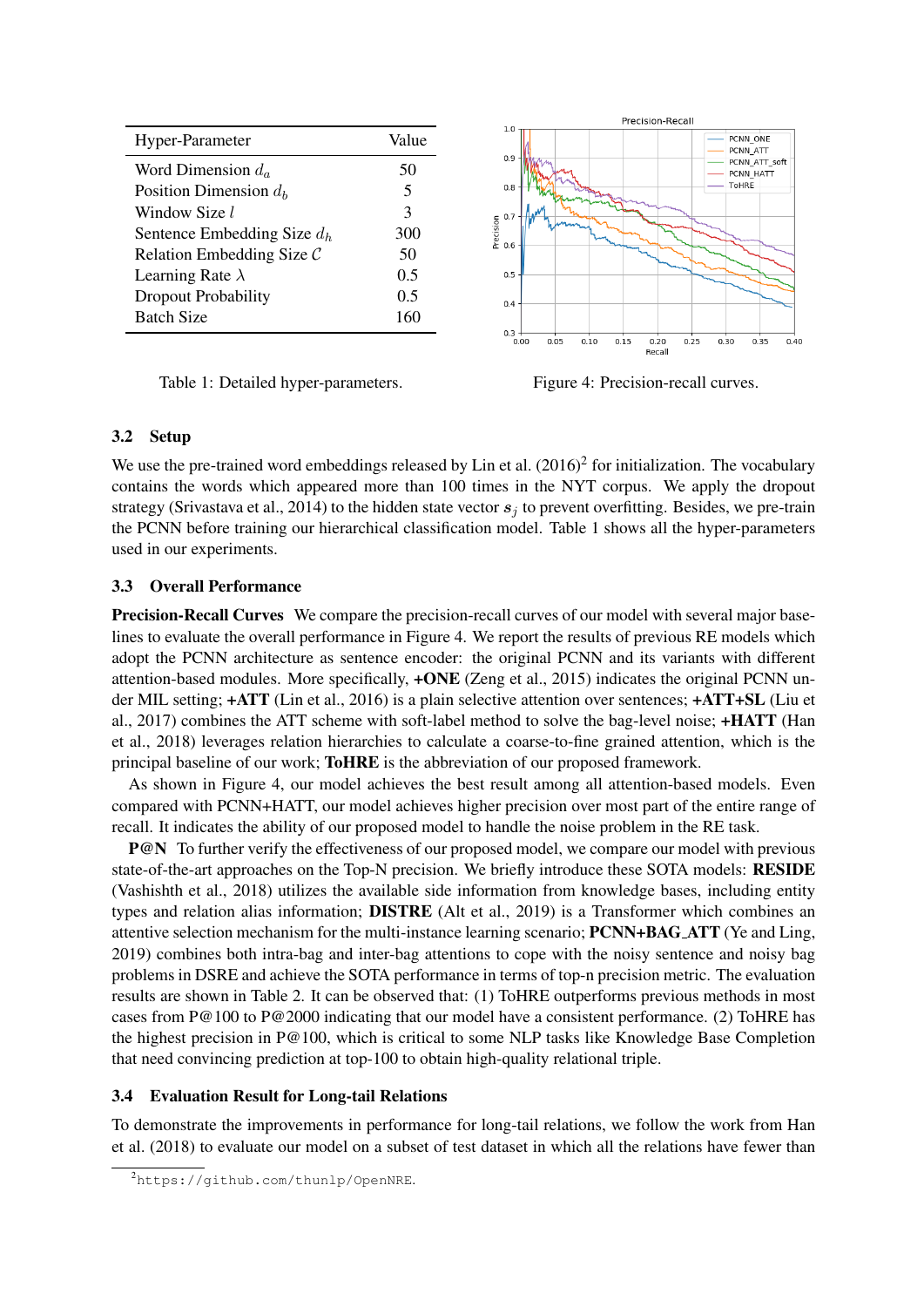| Hyper-Parameter | Value |
|---|---|
| Word Dimension $d_a$ | 50 |
| Position Dimension $d_b$ | 5 |
| Window Size $l$ | 3 |
| Sentence Embedding Size $d_h$ | 300 |
| Relation Embedding Size $\mathcal{C}$ | 50 |
| Learning Rate $\lambda$ | 0.5 |
| Dropout Probability | 0.5 |
| Batch Size | 160 |

Table 1: Detailed hyper-parameters.

Figure 4: Precision-recall curves.

### 3.2 Setup

We use the pre-trained word embeddings released by Lin et al. (2016)[2] for initialization. The vocabulary contains the words which appeared more than 100 times in the NYT corpus. We apply the dropout strategy (Srivastava et al., 2014) to the hidden state vector $\boldsymbol{s}_j$ to prevent overfitting. Besides, we pre-train the PCNN before training our hierarchical classification model. Table 1 shows all the hyper-parameters used in our experiments.

### 3.3 Overall Performance

**Precision-Recall Curves** We compare the precision-recall curves of our model with several major baselines to evaluate the overall performance in Figure 4. We report the results of previous RE models which adopt the PCNN architecture as sentence encoder: the original PCNN and its variants with different attention-based modules. More specifically, **+ONE** (Zeng et al., 2015) indicates the original PCNN under MIL setting; **+ATT** (Lin et al., 2016) is a plain selective attention over sentences; **+ATT+SL** (Liu et al., 2017) combines the ATT scheme with soft-label method to solve the bag-level noise; **+HATT** (Han et al., 2018) leverages relation hierarchies to calculate a coarse-to-fine grained attention, which is the principal baseline of our work; **ToHRE** is the abbreviation of our proposed framework.

As shown in Figure 4, our model achieves the best result among all attention-based models. Even compared with PCNN+HATT, our model achieves higher precision over most part of the entire range of recall. It indicates the ability of our proposed model to handle the noise problem in the RE task.

**P@N** To further verify the effectiveness of our proposed model, we compare our model with previous state-of-the-art approaches on the Top-N precision. We briefly introduce these SOTA models: **RESIDE** (Vashishth et al., 2018) utilizes the available side information from knowledge bases, including entity types and relation alias information; **DISTRE** (Alt et al., 2019) is a Transformer which combines an attentive selection mechanism for the multi-instance learning scenario; **PCNN+BAG_ATT** (Ye and Ling, 2019) combines both intra-bag and inter-bag attentions to cope with the noisy sentence and noisy bag problems in DSRE and achieve the SOTA performance in terms of top-n precision metric. The evaluation results are shown in Table 2. It can be observed that: (1) ToHRE outperforms previous methods in most cases from P@100 to P@2000 indicating that our model have a consistent performance. (2) ToHRE has the highest precision in P@100, which is critical to some NLP tasks like Knowledge Base Completion that need convincing prediction at top-100 to obtain high-quality relational triple.

### 3.4 Evaluation Result for Long-tail Relations

To demonstrate the improvements in performance for long-tail relations, we follow the work from Han et al. (2018) to evaluate our model on a subset of test dataset in which all the relations have fewer than

[2] https://github.com/thunlp/OpenNRE.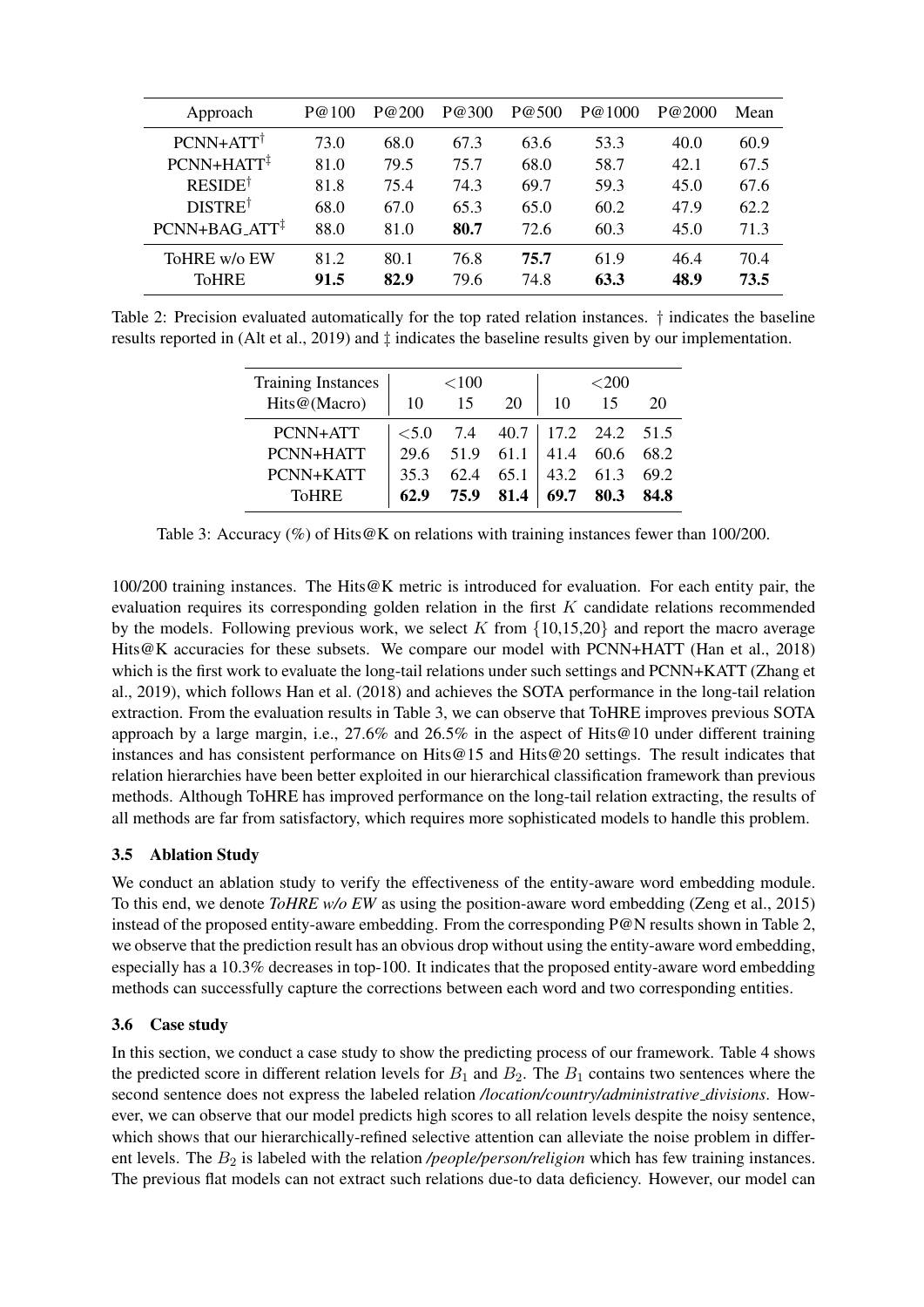| Approach | P@100 | P@200 | P@300 | P@500 | P@1000 | P@2000 | Mean |
|---|---|---|---|---|---|---|---|
| PCNN+ATT† | 73.0 | 68.0 | 67.3 | 63.6 | 53.3 | 40.0 | 60.9 |
| PCNN+HATT‡ | 81.0 | 79.5 | 75.7 | 68.0 | 58.7 | 42.1 | 67.5 |
| RESIDE† | 81.8 | 75.4 | 74.3 | 69.7 | 59.3 | 45.0 | 67.6 |
| DISTRE† | 68.0 | 67.0 | 65.3 | 65.0 | 60.2 | 47.9 | 62.2 |
| PCNN+BAG_ATT‡ | 88.0 | 81.0 | **80.7** | 72.6 | 60.3 | 45.0 | 71.3 |
| ToHRE w/o EW | 81.2 | 80.1 | 76.8 | **75.7** | 61.9 | 46.4 | 70.4 |
| ToHRE | **91.5** | **82.9** | 79.6 | 74.8 | **63.3** | **48.9** | **73.5** |

Table 2: Precision evaluated automatically for the top rated relation instances. † indicates the baseline results reported in (Alt et al., 2019) and ‡ indicates the baseline results given by our implementation.

| Training Instances | <100 | | | <200 | | |
|---|---|---|---|---|---|---|
| Hits@(Macro) | 10 | 15 | 20 | 10 | 15 | 20 |
| PCNN+ATT | <5.0 | 7.4 | 40.7 | 17.2 | 24.2 | 51.5 |
| PCNN+HATT | 29.6 | 51.9 | 61.1 | 41.4 | 60.6 | 68.2 |
| PCNN+KATT | 35.3 | 62.4 | 65.1 | 43.2 | 61.3 | 69.2 |
| ToHRE | **62.9** | **75.9** | **81.4** | **69.7** | **80.3** | **84.8** |

Table 3: Accuracy (%) of Hits@K on relations with training instances fewer than 100/200.

100/200 training instances. The Hits@K metric is introduced for evaluation. For each entity pair, the evaluation requires its corresponding golden relation in the first $K$ candidate relations recommended by the models. Following previous work, we select $K$ from $\{10,15,20\}$ and report the macro average Hits@K accuracies for these subsets. We compare our model with PCNN+HATT (Han et al., 2018) which is the first work to evaluate the long-tail relations under such settings and PCNN+KATT (Zhang et al., 2019), which follows Han et al. (2018) and achieves the SOTA performance in the long-tail relation extraction. From the evaluation results in Table 3, we can observe that ToHRE improves previous SOTA approach by a large margin, i.e., 27.6% and 26.5% in the aspect of Hits@10 under different training instances and has consistent performance on Hits@15 and Hits@20 settings. The result indicates that relation hierarchies have been better exploited in our hierarchical classification framework than previous methods. Although ToHRE has improved performance on the long-tail relation extracting, the results of all methods are far from satisfactory, which requires more sophisticated models to handle this problem.

### 3.5 Ablation Study

We conduct an ablation study to verify the effectiveness of the entity-aware word embedding module. To this end, we denote *ToHRE w/o EW* as using the position-aware word embedding (Zeng et al., 2015) instead of the proposed entity-aware embedding. From the corresponding P@N results shown in Table 2, we observe that the prediction result has an obvious drop without using the entity-aware word embedding, especially has a 10.3% decreases in top-100. It indicates that the proposed entity-aware word embedding methods can successfully capture the corrections between each word and two corresponding entities.

### 3.6 Case study

In this section, we conduct a case study to show the predicting process of our framework. Table 4 shows the predicted score in different relation levels for $B_1$ and $B_2$. The $B_1$ contains two sentences where the second sentence does not express the labeled relation */location/country/administrative_divisions*. However, we can observe that our model predicts high scores to all relation levels despite the noisy sentence, which shows that our hierarchically-refined selective attention can alleviate the noise problem in different levels. The $B_2$ is labeled with the relation */people/person/religion* which has few training instances. The previous flat models can not extract such relations due-to data deficiency. However, our model can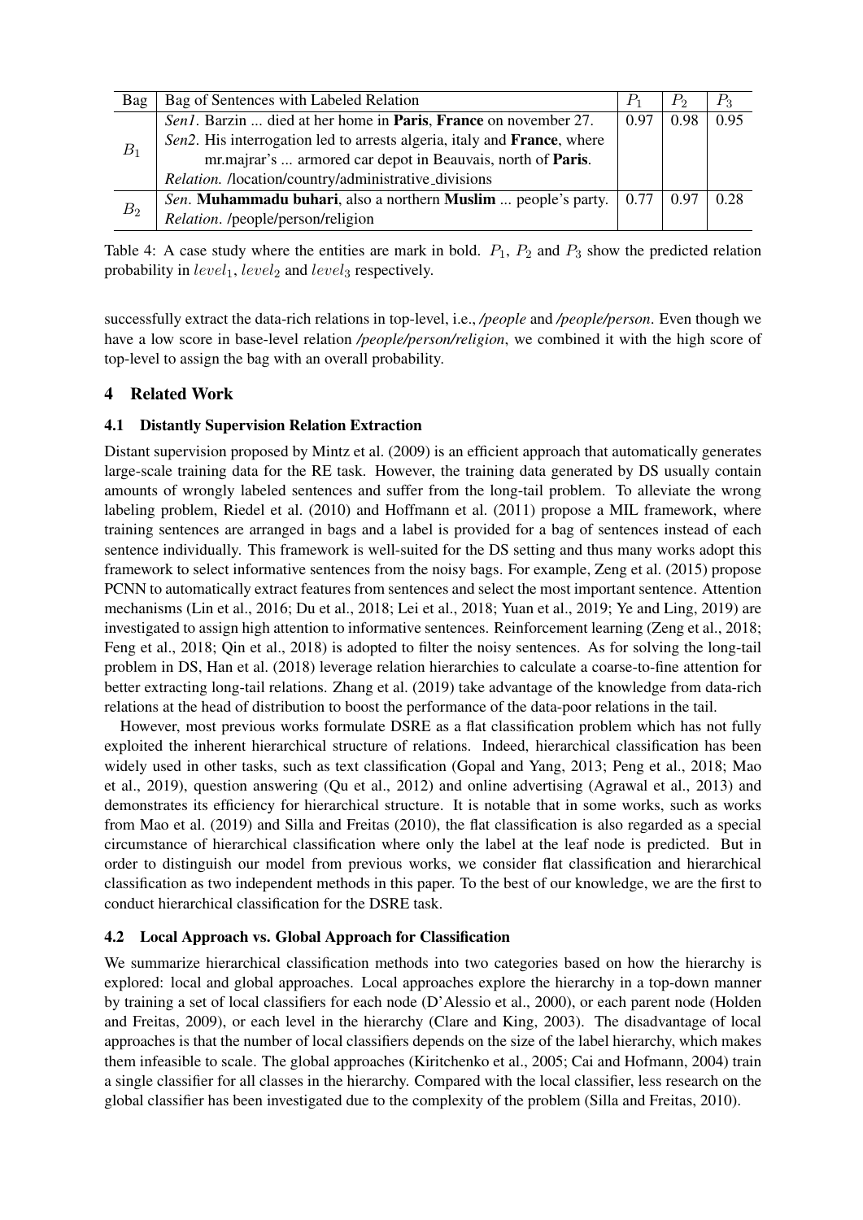| Bag | Bag of Sentences with Labeled Relation | $P_1$ | $P_2$ | $P_3$ |
|---|---|---|---|---|
| $B_1$ | *Sen1*. Barzin ... died at her home in **Paris**, **France** on november 27. *Sen2*. His interrogation led to arrests algeria, italy and **France**, where mr.majrar's ... armored car depot in Beauvais, north of **Paris**. *Relation.* /location/country/administrative_divisions | 0.97 | 0.98 | 0.95 |
| $B_2$ | *Sen*. **Muhammadu buhari**, also a northern **Muslim** ... people's party. *Relation*. /people/person/religion | 0.77 | 0.97 | 0.28 |

Table 4: A case study where the entities are mark in bold. $P_1$, $P_2$ and $P_3$ show the predicted relation probability in $level_1$, $level_2$ and $level_3$ respectively.

successfully extract the data-rich relations in top-level, i.e., */people* and */people/person*. Even though we have a low score in base-level relation */people/person/religion*, we combined it with the high score of top-level to assign the bag with an overall probability.

## 4 Related Work

### 4.1 Distantly Supervision Relation Extraction

Distant supervision proposed by Mintz et al. (2009) is an efficient approach that automatically generates large-scale training data for the RE task. However, the training data generated by DS usually contain amounts of wrongly labeled sentences and suffer from the long-tail problem. To alleviate the wrong labeling problem, Riedel et al. (2010) and Hoffmann et al. (2011) propose a MIL framework, where training sentences are arranged in bags and a label is provided for a bag of sentences instead of each sentence individually. This framework is well-suited for the DS setting and thus many works adopt this framework to select informative sentences from the noisy bags. For example, Zeng et al. (2015) propose PCNN to automatically extract features from sentences and select the most important sentence. Attention mechanisms (Lin et al., 2016; Du et al., 2018; Lei et al., 2018; Yuan et al., 2019; Ye and Ling, 2019) are investigated to assign high attention to informative sentences. Reinforcement learning (Zeng et al., 2018; Feng et al., 2018; Qin et al., 2018) is adopted to filter the noisy sentences. As for solving the long-tail problem in DS, Han et al. (2018) leverage relation hierarchies to calculate a coarse-to-fine attention for better extracting long-tail relations. Zhang et al. (2019) take advantage of the knowledge from data-rich relations at the head of distribution to boost the performance of the data-poor relations in the tail.

However, most previous works formulate DSRE as a flat classification problem which has not fully exploited the inherent hierarchical structure of relations. Indeed, hierarchical classification has been widely used in other tasks, such as text classification (Gopal and Yang, 2013; Peng et al., 2018; Mao et al., 2019), question answering (Qu et al., 2012) and online advertising (Agrawal et al., 2013) and demonstrates its efficiency for hierarchical structure. It is notable that in some works, such as works from Mao et al. (2019) and Silla and Freitas (2010), the flat classification is also regarded as a special circumstance of hierarchical classification where only the label at the leaf node is predicted. But in order to distinguish our model from previous works, we consider flat classification and hierarchical classification as two independent methods in this paper. To the best of our knowledge, we are the first to conduct hierarchical classification for the DSRE task.

### 4.2 Local Approach vs. Global Approach for Classification

We summarize hierarchical classification methods into two categories based on how the hierarchy is explored: local and global approaches. Local approaches explore the hierarchy in a top-down manner by training a set of local classifiers for each node (D'Alessio et al., 2000), or each parent node (Holden and Freitas, 2009), or each level in the hierarchy (Clare and King, 2003). The disadvantage of local approaches is that the number of local classifiers depends on the size of the label hierarchy, which makes them infeasible to scale. The global approaches (Kiritchenko et al., 2005; Cai and Hofmann, 2004) train a single classifier for all classes in the hierarchy. Compared with the local classifier, less research on the global classifier has been investigated due to the complexity of the problem (Silla and Freitas, 2010).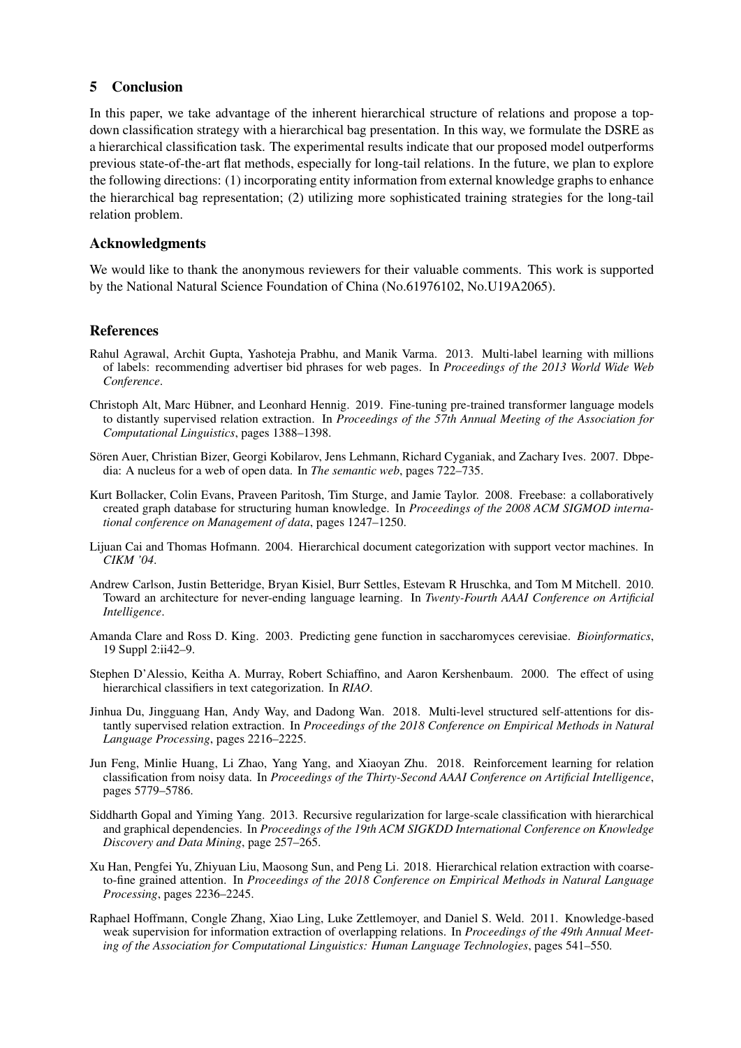## 5 Conclusion

In this paper, we take advantage of the inherent hierarchical structure of relations and propose a top-down classification strategy with a hierarchical bag presentation. In this way, we formulate the DSRE as a hierarchical classification task. The experimental results indicate that our proposed model outperforms previous state-of-the-art flat methods, especially for long-tail relations. In the future, we plan to explore the following directions: (1) incorporating entity information from external knowledge graphs to enhance the hierarchical bag representation; (2) utilizing more sophisticated training strategies for the long-tail relation problem.

## Acknowledgments

We would like to thank the anonymous reviewers for their valuable comments. This work is supported by the National Natural Science Foundation of China (No.61976102, No.U19A2065).

## References

Rahul Agrawal, Archit Gupta, Yashoteja Prabhu, and Manik Varma. 2013. Multi-label learning with millions of labels: recommending advertiser bid phrases for web pages. In *Proceedings of the 2013 World Wide Web Conference*.

Christoph Alt, Marc Hübner, and Leonhard Hennig. 2019. Fine-tuning pre-trained transformer language models to distantly supervised relation extraction. In *Proceedings of the 57th Annual Meeting of the Association for Computational Linguistics*, pages 1388–1398.

Sören Auer, Christian Bizer, Georgi Kobilarov, Jens Lehmann, Richard Cyganiak, and Zachary Ives. 2007. Dbpedia: A nucleus for a web of open data. In *The semantic web*, pages 722–735.

Kurt Bollacker, Colin Evans, Praveen Paritosh, Tim Sturge, and Jamie Taylor. 2008. Freebase: a collaboratively created graph database for structuring human knowledge. In *Proceedings of the 2008 ACM SIGMOD international conference on Management of data*, pages 1247–1250.

Lijuan Cai and Thomas Hofmann. 2004. Hierarchical document categorization with support vector machines. In *CIKM '04*.

Andrew Carlson, Justin Betteridge, Bryan Kisiel, Burr Settles, Estevam R Hruschka, and Tom M Mitchell. 2010. Toward an architecture for never-ending language learning. In *Twenty-Fourth AAAI Conference on Artificial Intelligence*.

Amanda Clare and Ross D. King. 2003. Predicting gene function in saccharomyces cerevisiae. *Bioinformatics*, 19 Suppl 2:ii42–9.

Stephen D'Alessio, Keitha A. Murray, Robert Schiaffino, and Aaron Kershenbaum. 2000. The effect of using hierarchical classifiers in text categorization. In *RIAO*.

Jinhua Du, Jingguang Han, Andy Way, and Dadong Wan. 2018. Multi-level structured self-attentions for distantly supervised relation extraction. In *Proceedings of the 2018 Conference on Empirical Methods in Natural Language Processing*, pages 2216–2225.

Jun Feng, Minlie Huang, Li Zhao, Yang Yang, and Xiaoyan Zhu. 2018. Reinforcement learning for relation classification from noisy data. In *Proceedings of the Thirty-Second AAAI Conference on Artificial Intelligence*, pages 5779–5786.

Siddharth Gopal and Yiming Yang. 2013. Recursive regularization for large-scale classification with hierarchical and graphical dependencies. In *Proceedings of the 19th ACM SIGKDD International Conference on Knowledge Discovery and Data Mining*, page 257–265.

Xu Han, Pengfei Yu, Zhiyuan Liu, Maosong Sun, and Peng Li. 2018. Hierarchical relation extraction with coarse-to-fine grained attention. In *Proceedings of the 2018 Conference on Empirical Methods in Natural Language Processing*, pages 2236–2245.

Raphael Hoffmann, Congle Zhang, Xiao Ling, Luke Zettlemoyer, and Daniel S. Weld. 2011. Knowledge-based weak supervision for information extraction of overlapping relations. In *Proceedings of the 49th Annual Meeting of the Association for Computational Linguistics: Human Language Technologies*, pages 541–550.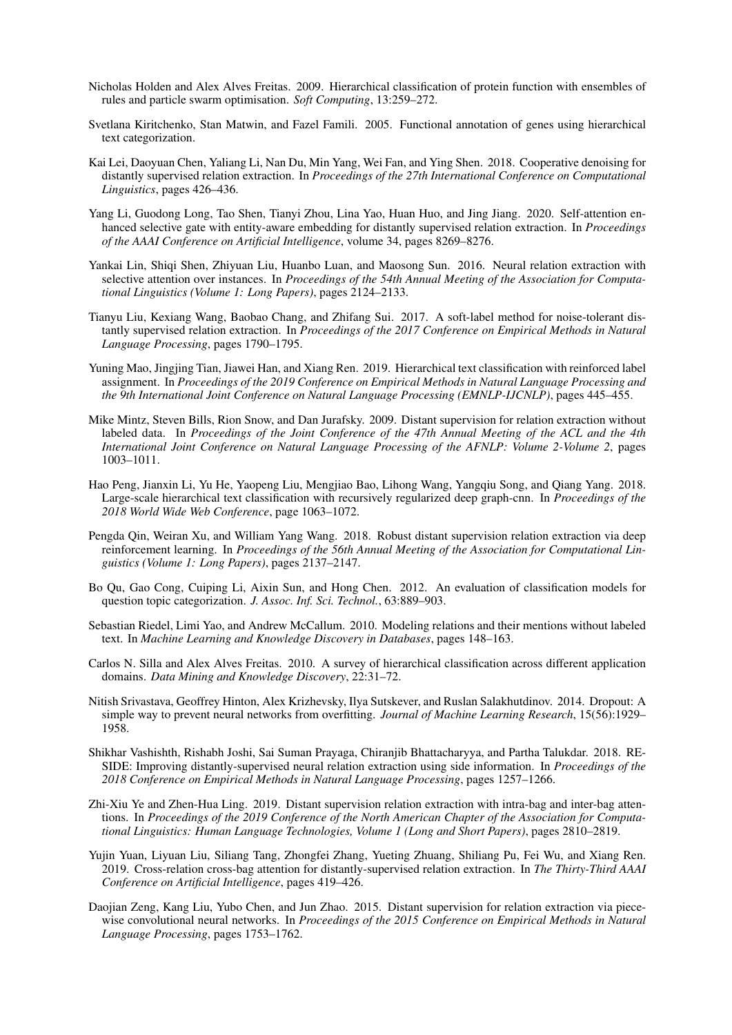Nicholas Holden and Alex Alves Freitas. 2009. Hierarchical classification of protein function with ensembles of rules and particle swarm optimisation. *Soft Computing*, 13:259–272.

Svetlana Kiritchenko, Stan Matwin, and Fazel Famili. 2005. Functional annotation of genes using hierarchical text categorization.

Kai Lei, Daoyuan Chen, Yaliang Li, Nan Du, Min Yang, Wei Fan, and Ying Shen. 2018. Cooperative denoising for distantly supervised relation extraction. In *Proceedings of the 27th International Conference on Computational Linguistics*, pages 426–436.

Yang Li, Guodong Long, Tao Shen, Tianyi Zhou, Lina Yao, Huan Huo, and Jing Jiang. 2020. Self-attention enhanced selective gate with entity-aware embedding for distantly supervised relation extraction. In *Proceedings of the AAAI Conference on Artificial Intelligence*, volume 34, pages 8269–8276.

Yankai Lin, Shiqi Shen, Zhiyuan Liu, Huanbo Luan, and Maosong Sun. 2016. Neural relation extraction with selective attention over instances. In *Proceedings of the 54th Annual Meeting of the Association for Computational Linguistics (Volume 1: Long Papers)*, pages 2124–2133.

Tianyu Liu, Kexiang Wang, Baobao Chang, and Zhifang Sui. 2017. A soft-label method for noise-tolerant distantly supervised relation extraction. In *Proceedings of the 2017 Conference on Empirical Methods in Natural Language Processing*, pages 1790–1795.

Yuning Mao, Jingjing Tian, Jiawei Han, and Xiang Ren. 2019. Hierarchical text classification with reinforced label assignment. In *Proceedings of the 2019 Conference on Empirical Methods in Natural Language Processing and the 9th International Joint Conference on Natural Language Processing (EMNLP-IJCNLP)*, pages 445–455.

Mike Mintz, Steven Bills, Rion Snow, and Dan Jurafsky. 2009. Distant supervision for relation extraction without labeled data. In *Proceedings of the Joint Conference of the 47th Annual Meeting of the ACL and the 4th International Joint Conference on Natural Language Processing of the AFNLP: Volume 2-Volume 2*, pages 1003–1011.

Hao Peng, Jianxin Li, Yu He, Yaopeng Liu, Mengjiao Bao, Lihong Wang, Yangqiu Song, and Qiang Yang. 2018. Large-scale hierarchical text classification with recursively regularized deep graph-cnn. In *Proceedings of the 2018 World Wide Web Conference*, page 1063–1072.

Pengda Qin, Weiran Xu, and William Yang Wang. 2018. Robust distant supervision relation extraction via deep reinforcement learning. In *Proceedings of the 56th Annual Meeting of the Association for Computational Linguistics (Volume 1: Long Papers)*, pages 2137–2147.

Bo Qu, Gao Cong, Cuiping Li, Aixin Sun, and Hong Chen. 2012. An evaluation of classification models for question topic categorization. *J. Assoc. Inf. Sci. Technol.*, 63:889–903.

Sebastian Riedel, Limi Yao, and Andrew McCallum. 2010. Modeling relations and their mentions without labeled text. In *Machine Learning and Knowledge Discovery in Databases*, pages 148–163.

Carlos N. Silla and Alex Alves Freitas. 2010. A survey of hierarchical classification across different application domains. *Data Mining and Knowledge Discovery*, 22:31–72.

Nitish Srivastava, Geoffrey Hinton, Alex Krizhevsky, Ilya Sutskever, and Ruslan Salakhutdinov. 2014. Dropout: A simple way to prevent neural networks from overfitting. *Journal of Machine Learning Research*, 15(56):1929–1958.

Shikhar Vashishth, Rishabh Joshi, Sai Suman Prayaga, Chiranjib Bhattacharyya, and Partha Talukdar. 2018. RESIDE: Improving distantly-supervised neural relation extraction using side information. In *Proceedings of the 2018 Conference on Empirical Methods in Natural Language Processing*, pages 1257–1266.

Zhi-Xiu Ye and Zhen-Hua Ling. 2019. Distant supervision relation extraction with intra-bag and inter-bag attentions. In *Proceedings of the 2019 Conference of the North American Chapter of the Association for Computational Linguistics: Human Language Technologies, Volume 1 (Long and Short Papers)*, pages 2810–2819.

Yujin Yuan, Liyuan Liu, Siliang Tang, Zhongfei Zhang, Yueting Zhuang, Shiliang Pu, Fei Wu, and Xiang Ren. 2019. Cross-relation cross-bag attention for distantly-supervised relation extraction. In *The Thirty-Third AAAI Conference on Artificial Intelligence*, pages 419–426.

Daojian Zeng, Kang Liu, Yubo Chen, and Jun Zhao. 2015. Distant supervision for relation extraction via piecewise convolutional neural networks. In *Proceedings of the 2015 Conference on Empirical Methods in Natural Language Processing*, pages 1753–1762.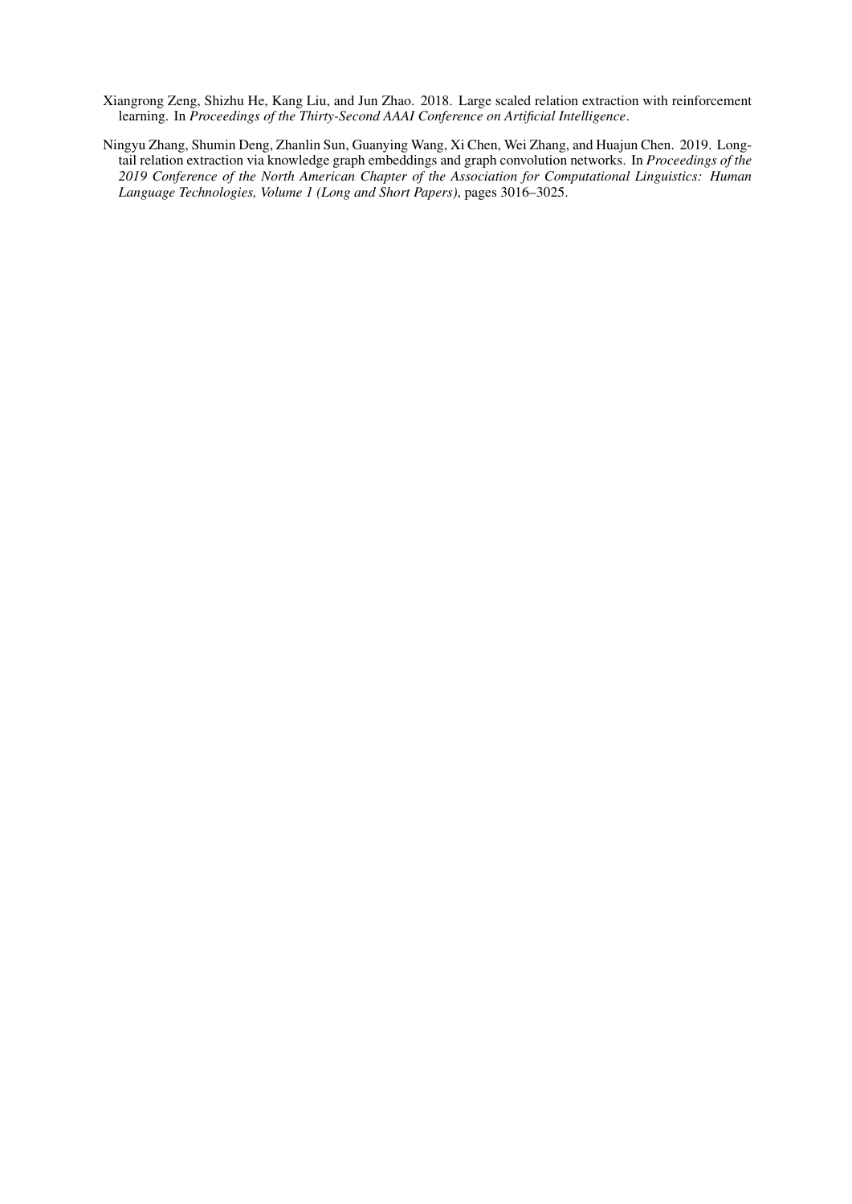Xiangrong Zeng, Shizhu He, Kang Liu, and Jun Zhao. 2018. Large scaled relation extraction with reinforcement learning. In *Proceedings of the Thirty-Second AAAI Conference on Artificial Intelligence*.

Ningyu Zhang, Shumin Deng, Zhanlin Sun, Guanying Wang, Xi Chen, Wei Zhang, and Huajun Chen. 2019. Long-tail relation extraction via knowledge graph embeddings and graph convolution networks. In *Proceedings of the 2019 Conference of the North American Chapter of the Association for Computational Linguistics: Human Language Technologies, Volume 1 (Long and Short Papers)*, pages 3016–3025.